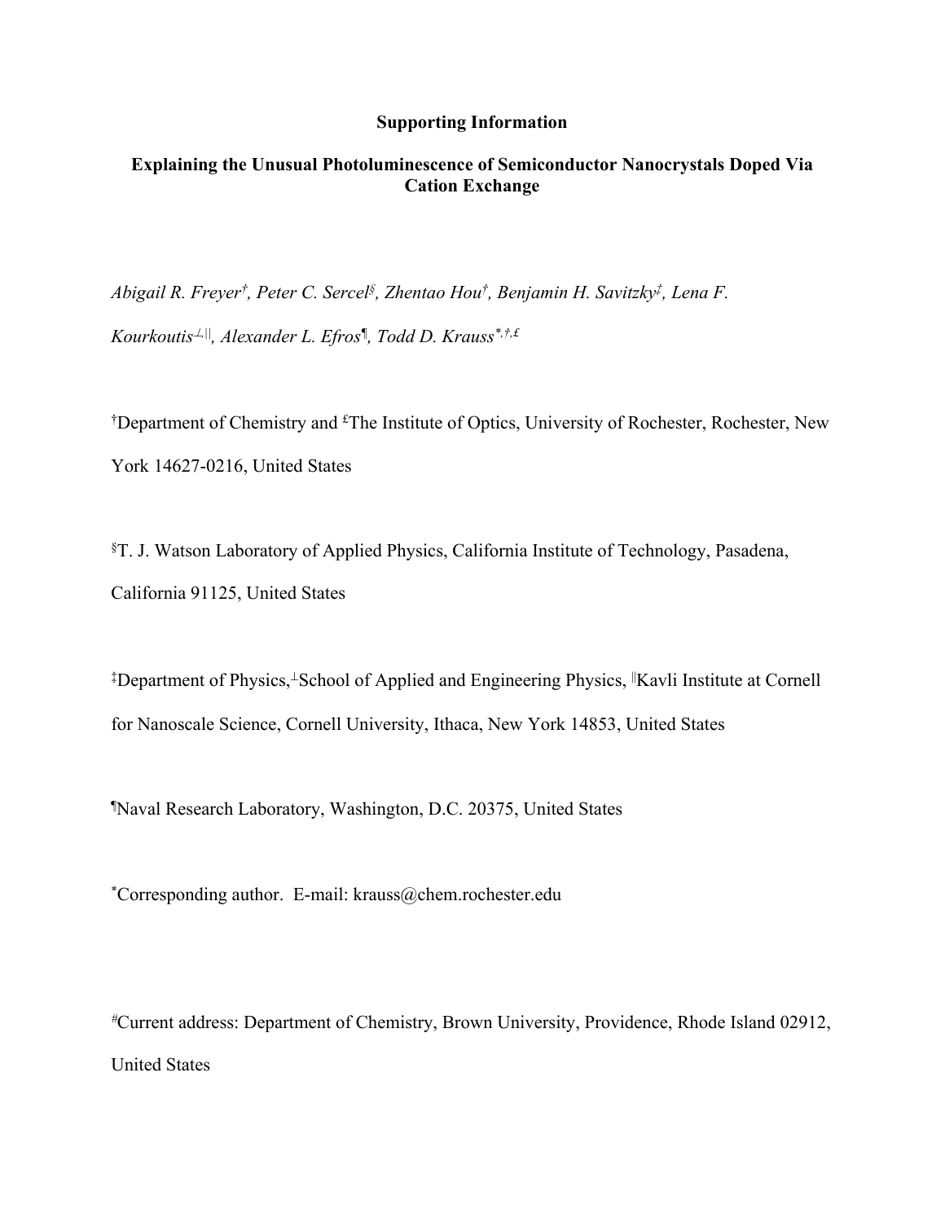**Supporting Information**

**Explaining the Unusual Photoluminescence of Semiconductor Nanocrystals Doped Via Cation Exchange**

*Abigail R. Freyer*[†], *Peter C. Sercel*[§], *Zhentao Hou*[†], *Benjamin H. Savitzky*[‡], *Lena F. Kourkoutis*[⊥,||], *Alexander L. Efros*[¶], *Todd D. Krauss*[*,†,£]

[†]Department of Chemistry and [£]The Institute of Optics, University of Rochester, Rochester, New York 14627-0216, United States

[§]T. J. Watson Laboratory of Applied Physics, California Institute of Technology, Pasadena, California 91125, United States

[‡]Department of Physics,[⊥]School of Applied and Engineering Physics, [||]Kavli Institute at Cornell for Nanoscale Science, Cornell University, Ithaca, New York 14853, United States

[¶]Naval Research Laboratory, Washington, D.C. 20375, United States

[*]Corresponding author. E-mail: krauss@chem.rochester.edu

[#]Current address: Department of Chemistry, Brown University, Providence, Rhode Island 02912, United States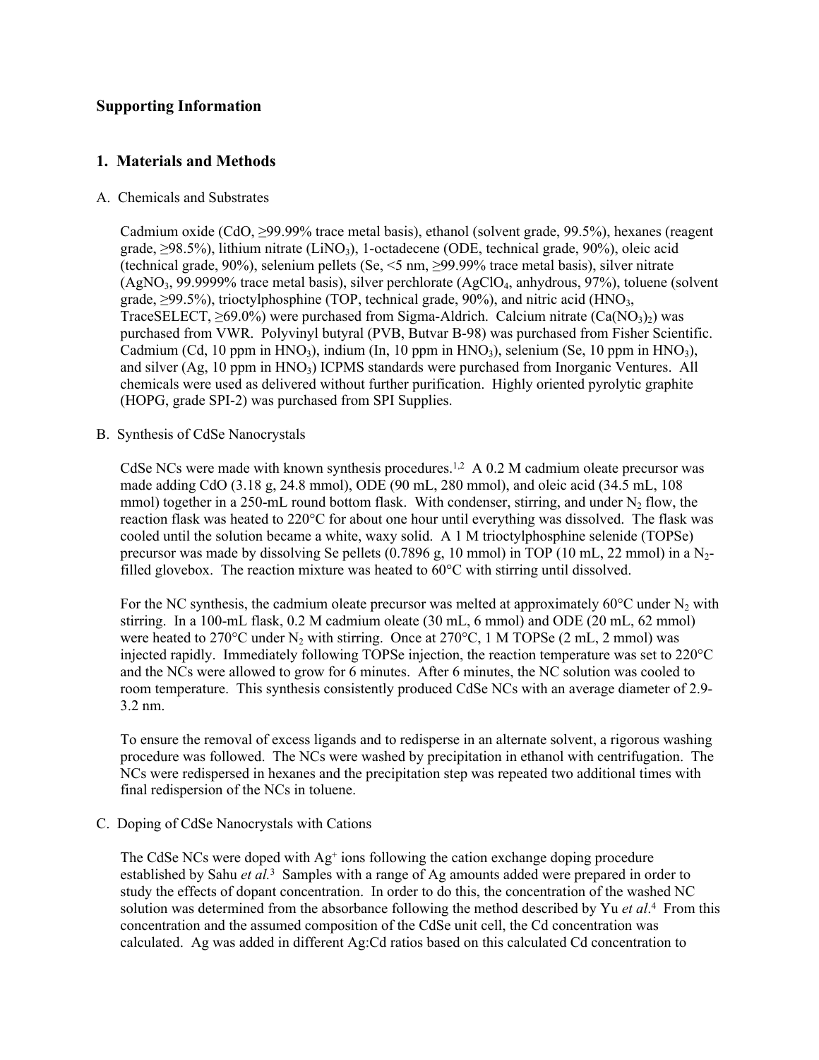## Supporting Information

## 1. Materials and Methods

A. Chemicals and Substrates

Cadmium oxide (CdO, ≥99.99% trace metal basis), ethanol (solvent grade, 99.5%), hexanes (reagent grade, ≥98.5%), lithium nitrate ($LiNO_3$), 1-octadecene (ODE, technical grade, 90%), oleic acid (technical grade, 90%), selenium pellets (Se, <5 nm, ≥99.99% trace metal basis), silver nitrate ($AgNO_3$, 99.9999% trace metal basis), silver perchlorate ($AgClO_4$, anhydrous, 97%), toluene (solvent grade, ≥99.5%), trioctylphosphine (TOP, technical grade, 90%), and nitric acid ($HNO_3$, TraceSELECT, ≥69.0%) were purchased from Sigma-Aldrich. Calcium nitrate ($Ca(NO_3)_2$) was purchased from VWR. Polyvinyl butyral (PVB, Butvar B-98) was purchased from Fisher Scientific. Cadmium (Cd, 10 ppm in $HNO_3$), indium (In, 10 ppm in $HNO_3$), selenium (Se, 10 ppm in $HNO_3$), and silver (Ag, 10 ppm in $HNO_3$) ICPMS standards were purchased from Inorganic Ventures. All chemicals were used as delivered without further purification. Highly oriented pyrolytic graphite (HOPG, grade SPI-2) was purchased from SPI Supplies.

B. Synthesis of CdSe Nanocrystals

CdSe NCs were made with known synthesis procedures.[1,2] A 0.2 M cadmium oleate precursor was made adding CdO (3.18 g, 24.8 mmol), ODE (90 mL, 280 mmol), and oleic acid (34.5 mL, 108 mmol) together in a 250-mL round bottom flask. With condenser, stirring, and under $N_2$ flow, the reaction flask was heated to 220°C for about one hour until everything was dissolved. The flask was cooled until the solution became a white, waxy solid. A 1 M trioctylphosphine selenide (TOPSe) precursor was made by dissolving Se pellets (0.7896 g, 10 mmol) in TOP (10 mL, 22 mmol) in a $N_2$-filled glovebox. The reaction mixture was heated to 60°C with stirring until dissolved.

For the NC synthesis, the cadmium oleate precursor was melted at approximately 60°C under $N_2$ with stirring. In a 100-mL flask, 0.2 M cadmium oleate (30 mL, 6 mmol) and ODE (20 mL, 62 mmol) were heated to 270°C under $N_2$ with stirring. Once at 270°C, 1 M TOPSe (2 mL, 2 mmol) was injected rapidly. Immediately following TOPSe injection, the reaction temperature was set to 220°C and the NCs were allowed to grow for 6 minutes. After 6 minutes, the NC solution was cooled to room temperature. This synthesis consistently produced CdSe NCs with an average diameter of 2.9-3.2 nm.

To ensure the removal of excess ligands and to redisperse in an alternate solvent, a rigorous washing procedure was followed. The NCs were washed by precipitation in ethanol with centrifugation. The NCs were redispersed in hexanes and the precipitation step was repeated two additional times with final redispersion of the NCs in toluene.

C. Doping of CdSe Nanocrystals with Cations

The CdSe NCs were doped with $Ag^+$ ions following the cation exchange doping procedure established by Sahu *et al.*[3] Samples with a range of Ag amounts added were prepared in order to study the effects of dopant concentration. In order to do this, the concentration of the washed NC solution was determined from the absorbance following the method described by Yu *et al*.[4] From this concentration and the assumed composition of the CdSe unit cell, the Cd concentration was calculated. Ag was added in different Ag:Cd ratios based on this calculated Cd concentration to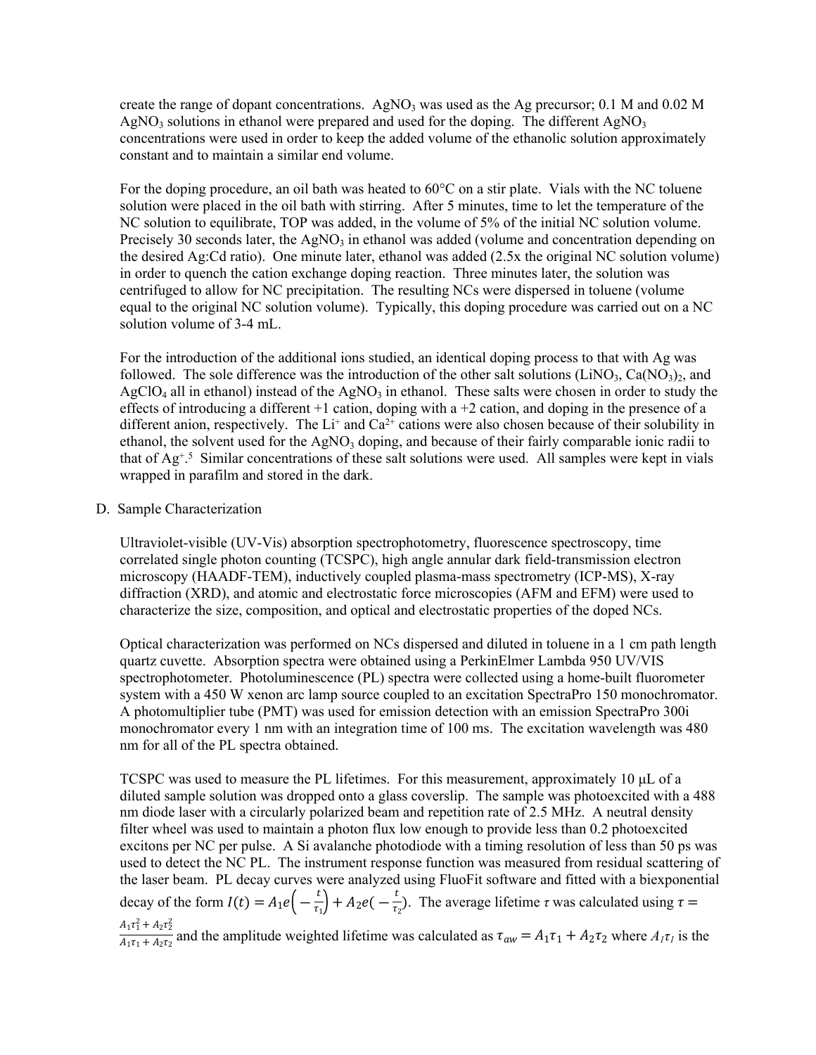create the range of dopant concentrations. $AgNO_3$ was used as the Ag precursor; 0.1 M and 0.02 M $AgNO_3$ solutions in ethanol were prepared and used for the doping. The different $AgNO_3$ concentrations were used in order to keep the added volume of the ethanolic solution approximately constant and to maintain a similar end volume.

For the doping procedure, an oil bath was heated to 60°C on a stir plate. Vials with the NC toluene solution were placed in the oil bath with stirring. After 5 minutes, time to let the temperature of the NC solution to equilibrate, TOP was added, in the volume of 5% of the initial NC solution volume. Precisely 30 seconds later, the $AgNO_3$ in ethanol was added (volume and concentration depending on the desired Ag:Cd ratio). One minute later, ethanol was added (2.5x the original NC solution volume) in order to quench the cation exchange doping reaction. Three minutes later, the solution was centrifuged to allow for NC precipitation. The resulting NCs were dispersed in toluene (volume equal to the original NC solution volume). Typically, this doping procedure was carried out on a NC solution volume of 3-4 mL.

For the introduction of the additional ions studied, an identical doping process to that with Ag was followed. The sole difference was the introduction of the other salt solutions ($LiNO_3$, $Ca(NO_3)_2$, and $AgClO_4$ all in ethanol) instead of the $AgNO_3$ in ethanol. These salts were chosen in order to study the effects of introducing a different +1 cation, doping with a +2 cation, and doping in the presence of a different anion, respectively. The $Li^+$ and $Ca^{2+}$ cations were also chosen because of their solubility in ethanol, the solvent used for the $AgNO_3$ doping, and because of their fairly comparable ionic radii to that of $Ag^+$.[5] Similar concentrations of these salt solutions were used. All samples were kept in vials wrapped in parafilm and stored in the dark.

D. Sample Characterization

Ultraviolet-visible (UV-Vis) absorption spectrophotometry, fluorescence spectroscopy, time correlated single photon counting (TCSPC), high angle annular dark field-transmission electron microscopy (HAADF-TEM), inductively coupled plasma-mass spectrometry (ICP-MS), X-ray diffraction (XRD), and atomic and electrostatic force microscopies (AFM and EFM) were used to characterize the size, composition, and optical and electrostatic properties of the doped NCs.

Optical characterization was performed on NCs dispersed and diluted in toluene in a 1 cm path length quartz cuvette. Absorption spectra were obtained using a PerkinElmer Lambda 950 UV/VIS spectrophotometer. Photoluminescence (PL) spectra were collected using a home-built fluorometer system with a 450 W xenon arc lamp source coupled to an excitation SpectraPro 150 monochromator. A photomultiplier tube (PMT) was used for emission detection with an emission SpectraPro 300i monochromator every 1 nm with an integration time of 100 ms. The excitation wavelength was 480 nm for all of the PL spectra obtained.

TCSPC was used to measure the PL lifetimes. For this measurement, approximately 10 μL of a diluted sample solution was dropped onto a glass coverslip. The sample was photoexcited with a 488 nm diode laser with a circularly polarized beam and repetition rate of 2.5 MHz. A neutral density filter wheel was used to maintain a photon flux low enough to provide less than 0.2 photoexcited excitons per NC per pulse. A Si avalanche photodiode with a timing resolution of less than 50 ps was used to detect the NC PL. The instrument response function was measured from residual scattering of the laser beam. PL decay curves were analyzed using FluoFit software and fitted with a biexponential decay of the form $I(t) = A_1 e\left(-\frac{t}{\tau_1}\right) + A_2 e(-\frac{t}{\tau_2})$. The average lifetime $\tau$ was calculated using $\tau = \frac{A_1\tau_1^2 + A_2\tau_2^2}{A_1\tau_1 + A_2\tau_2}$ and the amplitude weighted lifetime was calculated as $\tau_{aw} = A_1\tau_1 + A_2\tau_2$ where $A_1\tau_1$ is the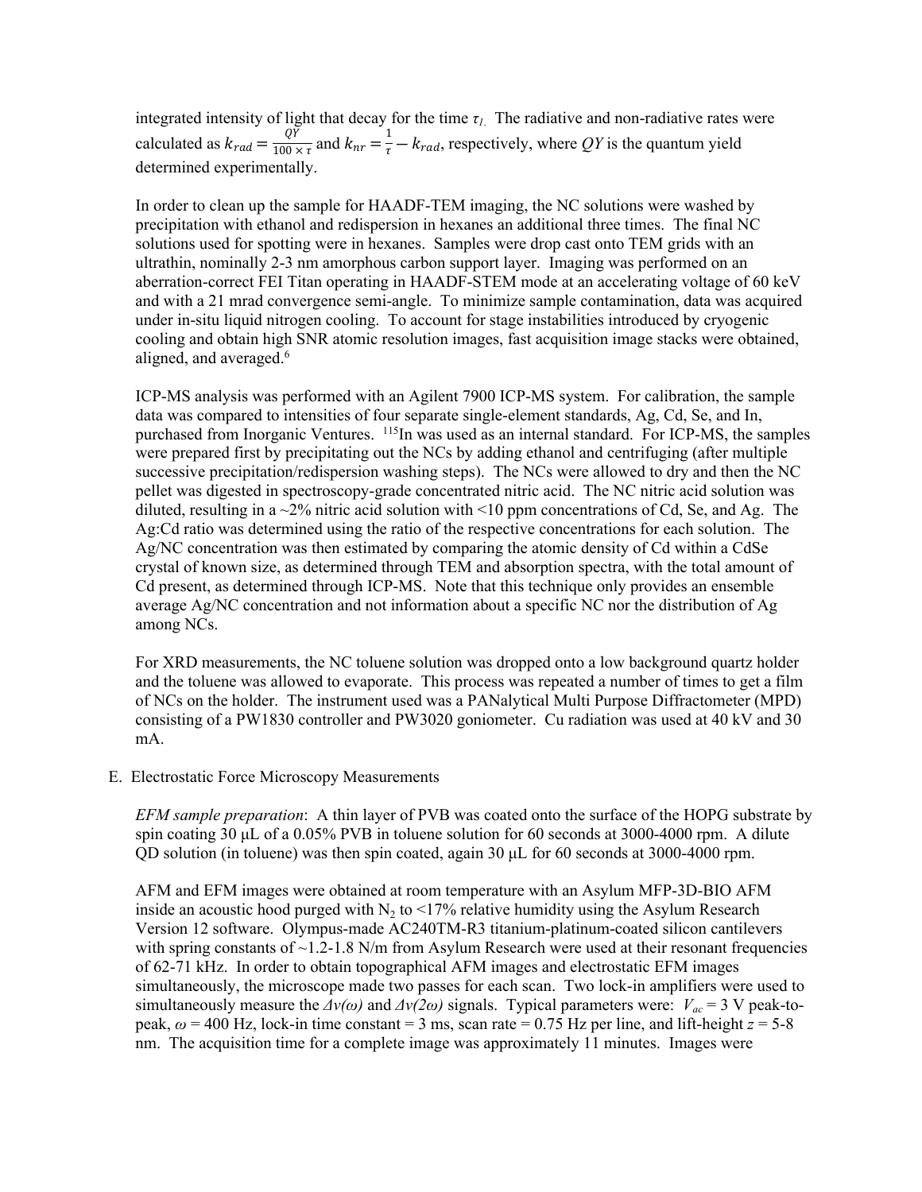integrated intensity of light that decay for the time $\tau_{1}$. The radiative and non-radiative rates were calculated as $k_{rad} = \frac{QY}{100 \times \tau}$ and $k_{nr} = \frac{1}{\tau} - k_{rad}$, respectively, where $QY$ is the quantum yield determined experimentally.

In order to clean up the sample for HAADF-TEM imaging, the NC solutions were washed by precipitation with ethanol and redispersion in hexanes an additional three times. The final NC solutions used for spotting were in hexanes. Samples were drop cast onto TEM grids with an ultrathin, nominally 2-3 nm amorphous carbon support layer. Imaging was performed on an aberration-correct FEI Titan operating in HAADF-STEM mode at an accelerating voltage of 60 keV and with a 21 mrad convergence semi-angle. To minimize sample contamination, data was acquired under in-situ liquid nitrogen cooling. To account for stage instabilities introduced by cryogenic cooling and obtain high SNR atomic resolution images, fast acquisition image stacks were obtained, aligned, and averaged.[6]

ICP-MS analysis was performed with an Agilent 7900 ICP-MS system. For calibration, the sample data was compared to intensities of four separate single-element standards, Ag, Cd, Se, and In, purchased from Inorganic Ventures. $^{115}$In was used as an internal standard. For ICP-MS, the samples were prepared first by precipitating out the NCs by adding ethanol and centrifuging (after multiple successive precipitation/redispersion washing steps). The NCs were allowed to dry and then the NC pellet was digested in spectroscopy-grade concentrated nitric acid. The NC nitric acid solution was diluted, resulting in a ~2% nitric acid solution with <10 ppm concentrations of Cd, Se, and Ag. The Ag:Cd ratio was determined using the ratio of the respective concentrations for each solution. The Ag/NC concentration was then estimated by comparing the atomic density of Cd within a CdSe crystal of known size, as determined through TEM and absorption spectra, with the total amount of Cd present, as determined through ICP-MS. Note that this technique only provides an ensemble average Ag/NC concentration and not information about a specific NC nor the distribution of Ag among NCs.

For XRD measurements, the NC toluene solution was dropped onto a low background quartz holder and the toluene was allowed to evaporate. This process was repeated a number of times to get a film of NCs on the holder. The instrument used was a PANalytical Multi Purpose Diffractometer (MPD) consisting of a PW1830 controller and PW3020 goniometer. Cu radiation was used at 40 kV and 30 mA.

E. Electrostatic Force Microscopy Measurements

*EFM sample preparation*: A thin layer of PVB was coated onto the surface of the HOPG substrate by spin coating 30 μL of a 0.05% PVB in toluene solution for 60 seconds at 3000-4000 rpm. A dilute QD solution (in toluene) was then spin coated, again 30 μL for 60 seconds at 3000-4000 rpm.

AFM and EFM images were obtained at room temperature with an Asylum MFP-3D-BIO AFM inside an acoustic hood purged with $N_2$ to <17% relative humidity using the Asylum Research Version 12 software. Olympus-made AC240TM-R3 titanium-platinum-coated silicon cantilevers with spring constants of ~1.2-1.8 N/m from Asylum Research were used at their resonant frequencies of 62-71 kHz. In order to obtain topographical AFM images and electrostatic EFM images simultaneously, the microscope made two passes for each scan. Two lock-in amplifiers were used to simultaneously measure the $\Delta\nu(\omega)$ and $\Delta\nu(2\omega)$ signals. Typical parameters were: $V_{ac}$ = 3 V peak-to-peak, $\omega$ = 400 Hz, lock-in time constant = 3 ms, scan rate = 0.75 Hz per line, and lift-height $z$ = 5-8 nm. The acquisition time for a complete image was approximately 11 minutes. Images were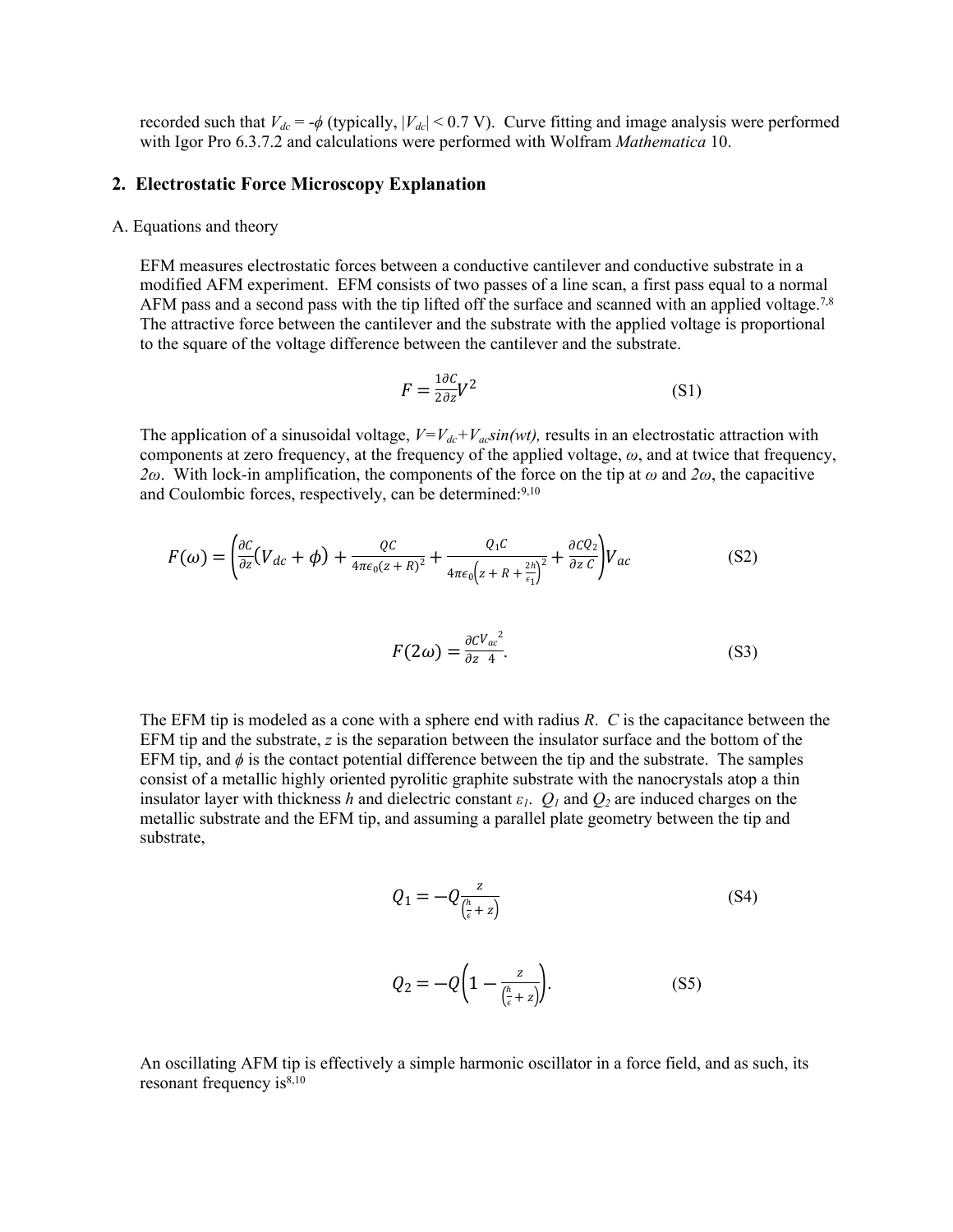recorded such that $V_{dc} = -\phi$ (typically, $|V_{dc}| < 0.7$ V). Curve fitting and image analysis were performed with Igor Pro 6.3.7.2 and calculations were performed with Wolfram *Mathematica* 10.

## 2. Electrostatic Force Microscopy Explanation

A. Equations and theory

EFM measures electrostatic forces between a conductive cantilever and conductive substrate in a modified AFM experiment. EFM consists of two passes of a line scan, a first pass equal to a normal AFM pass and a second pass with the tip lifted off the surface and scanned with an applied voltage.[7,8] The attractive force between the cantilever and the substrate with the applied voltage is proportional to the square of the voltage difference between the cantilever and the substrate.

$$F = \frac{1}{2}\frac{\partial C}{\partial z}V^2 \tag{S1}$$

The application of a sinusoidal voltage, $V=V_{dc}+V_{ac}\sin(wt)$, results in an electrostatic attraction with components at zero frequency, at the frequency of the applied voltage, $\omega$, and at twice that frequency, $2\omega$. With lock-in amplification, the components of the force on the tip at $\omega$ and $2\omega$, the capacitive and Coulombic forces, respectively, can be determined:[9,10]

$$F(\omega) = \left(\frac{\partial C}{\partial z}(V_{dc} + \phi) + \frac{QC}{4\pi\epsilon_0(z+R)^2} + \frac{Q_1 C}{4\pi\epsilon_0\left(z + R + \frac{2h}{\epsilon_1}\right)^2} + \frac{\partial C Q_2}{\partial z\, C}\right)V_{ac} \tag{S2}$$

$$F(2\omega) = \frac{\partial C}{\partial z}\frac{{V_{ac}}^2}{4}. \tag{S3}$$

The EFM tip is modeled as a cone with a sphere end with radius $R$. $C$ is the capacitance between the EFM tip and the substrate, $z$ is the separation between the insulator surface and the bottom of the EFM tip, and $\phi$ is the contact potential difference between the tip and the substrate. The samples consist of a metallic highly oriented pyrolitic graphite substrate with the nanocrystals atop a thin insulator layer with thickness $h$ and dielectric constant $\varepsilon_1$. $Q_1$ and $Q_2$ are induced charges on the metallic substrate and the EFM tip, and assuming a parallel plate geometry between the tip and substrate,

$$Q_1 = -Q\frac{z}{\left(\frac{h}{\epsilon} + z\right)} \tag{S4}$$

$$Q_2 = -Q\left(1 - \frac{z}{\left(\frac{h}{\epsilon} + z\right)}\right). \tag{S5}$$

An oscillating AFM tip is effectively a simple harmonic oscillator in a force field, and as such, its resonant frequency is[8,10]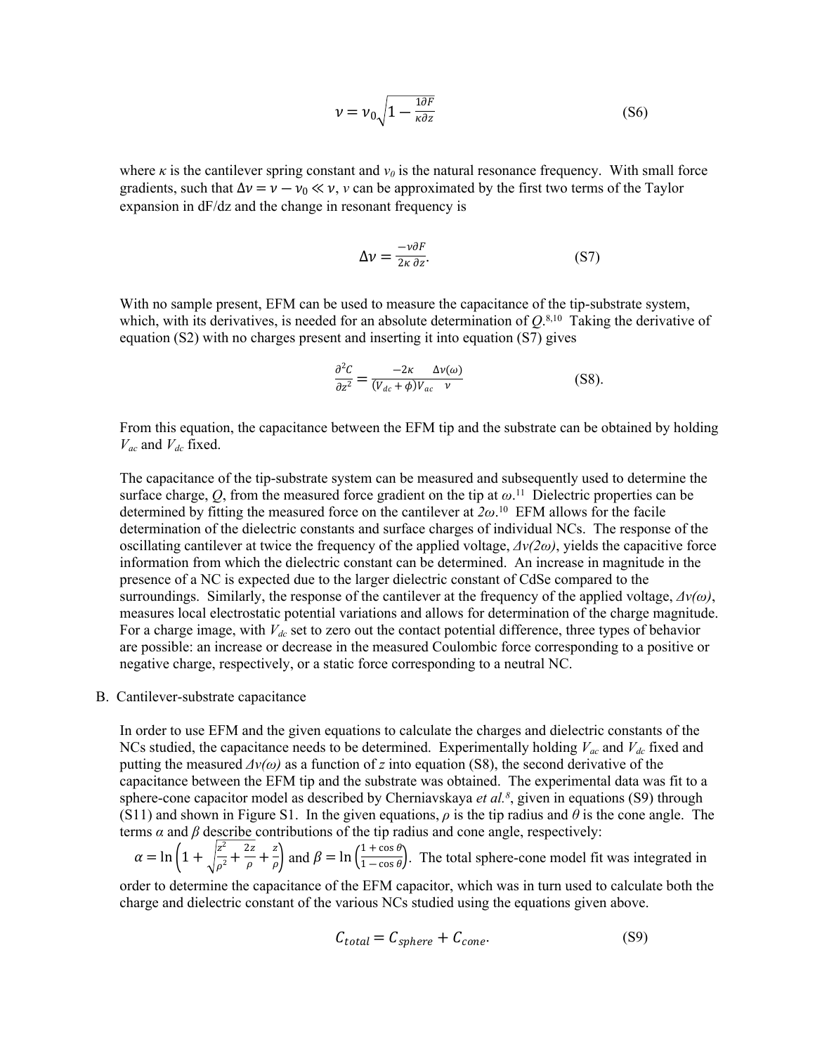$$\nu = \nu_0 \sqrt{1 - \frac{1}{\kappa}\frac{\partial F}{\partial z}} \tag{S6}$$

where $\kappa$ is the cantilever spring constant and $\nu_0$ is the natural resonance frequency. With small force gradients, such that $\Delta\nu = \nu - \nu_0 \ll \nu$, $\nu$ can be approximated by the first two terms of the Taylor expansion in dF/dz and the change in resonant frequency is

$$\Delta\nu = \frac{-\nu}{2\kappa}\frac{\partial F}{\partial z}. \tag{S7}$$

With no sample present, EFM can be used to measure the capacitance of the tip-substrate system, which, with its derivatives, is needed for an absolute determination of $Q$.[8,10] Taking the derivative of equation (S2) with no charges present and inserting it into equation (S7) gives

$$\frac{\partial^2 C}{\partial z^2} = \frac{-2\kappa}{(V_{dc} + \phi)V_{ac}}\frac{\Delta\nu(\omega)}{\nu} \tag{S8}.$$

From this equation, the capacitance between the EFM tip and the substrate can be obtained by holding $V_{ac}$ and $V_{dc}$ fixed.

The capacitance of the tip-substrate system can be measured and subsequently used to determine the surface charge, $Q$, from the measured force gradient on the tip at $\omega$.[11] Dielectric properties can be determined by fitting the measured force on the cantilever at $2\omega$.[10] EFM allows for the facile determination of the dielectric constants and surface charges of individual NCs. The response of the oscillating cantilever at twice the frequency of the applied voltage, $\Delta\nu(2\omega)$, yields the capacitive force information from which the dielectric constant can be determined. An increase in magnitude in the presence of a NC is expected due to the larger dielectric constant of CdSe compared to the surroundings. Similarly, the response of the cantilever at the frequency of the applied voltage, $\Delta\nu(\omega)$, measures local electrostatic potential variations and allows for determination of the charge magnitude. For a charge image, with $V_{dc}$ set to zero out the contact potential difference, three types of behavior are possible: an increase or decrease in the measured Coulombic force corresponding to a positive or negative charge, respectively, or a static force corresponding to a neutral NC.

B. Cantilever-substrate capacitance

In order to use EFM and the given equations to calculate the charges and dielectric constants of the NCs studied, the capacitance needs to be determined. Experimentally holding $V_{ac}$ and $V_{dc}$ fixed and putting the measured $\Delta\nu(\omega)$ as a function of $z$ into equation (S8), the second derivative of the capacitance between the EFM tip and the substrate was obtained. The experimental data was fit to a sphere-cone capacitor model as described by Cherniavskaya *et al.*[8], given in equations (S9) through (S11) and shown in Figure S1. In the given equations, $\rho$ is the tip radius and $\theta$ is the cone angle. The terms $\alpha$ and $\beta$ describe contributions of the tip radius and cone angle, respectively: $\alpha = \ln\left(1 + \sqrt{\frac{z^2}{\rho^2} + \frac{2z}{\rho}} + \frac{z}{\rho}\right)$ and $\beta = \ln\left(\frac{1+\cos\theta}{1-\cos\theta}\right)$. The total sphere-cone model fit was integrated in order to determine the capacitance of the EFM capacitor, which was in turn used to calculate both the charge and dielectric constant of the various NCs studied using the equations given above.

$$C_{total} = C_{sphere} + C_{cone}. \tag{S9}$$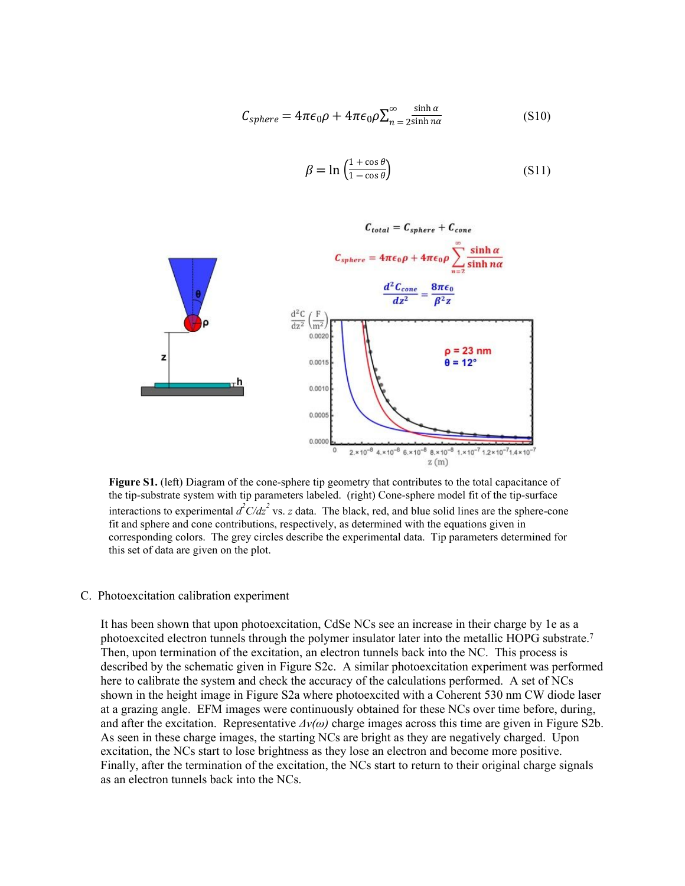$$C_{sphere} = 4\pi\epsilon_0\rho + 4\pi\epsilon_0\rho\sum_{n=2}^{\infty}\frac{\sinh\alpha}{\sinh n\alpha} \tag{S10}$$

$$\beta = \ln\left(\frac{1+\cos\theta}{1-\cos\theta}\right) \tag{S11}$$

**Figure S1.** (left) Diagram of the cone-sphere tip geometry that contributes to the total capacitance of the tip-substrate system with tip parameters labeled. (right) Cone-sphere model fit of the tip-surface interactions to experimental $d^2C/dz^2$ vs. $z$ data. The black, red, and blue solid lines are the sphere-cone fit and sphere and cone contributions, respectively, as determined with the equations given in corresponding colors. The grey circles describe the experimental data. Tip parameters determined for this set of data are given on the plot.

C. Photoexcitation calibration experiment

It has been shown that upon photoexcitation, CdSe NCs see an increase in their charge by 1e as a photoexcited electron tunnels through the polymer insulator later into the metallic HOPG substrate.[7] Then, upon termination of the excitation, an electron tunnels back into the NC. This process is described by the schematic given in Figure S2c. A similar photoexcitation experiment was performed here to calibrate the system and check the accuracy of the calculations performed. A set of NCs shown in the height image in Figure S2a where photoexcited with a Coherent 530 nm CW diode laser at a grazing angle. EFM images were continuously obtained for these NCs over time before, during, and after the excitation. Representative *Δν(ω)* charge images across this time are given in Figure S2b. As seen in these charge images, the starting NCs are bright as they are negatively charged. Upon excitation, the NCs start to lose brightness as they lose an electron and become more positive. Finally, after the termination of the excitation, the NCs start to return to their original charge signals as an electron tunnels back into the NCs.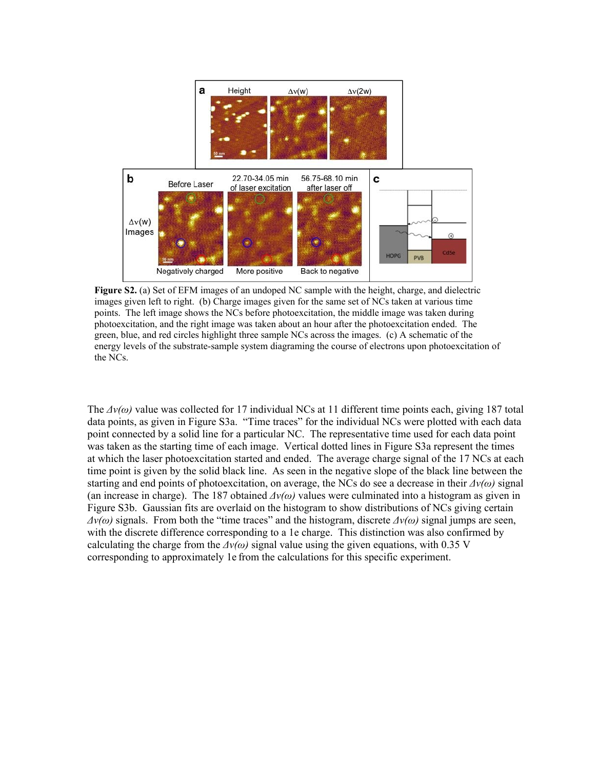**Figure S2.** (a) Set of EFM images of an undoped NC sample with the height, charge, and dielectric images given left to right. (b) Charge images given for the same set of NCs taken at various time points. The left image shows the NCs before photoexcitation, the middle image was taken during photoexcitation, and the right image was taken about an hour after the photoexcitation ended. The green, blue, and red circles highlight three sample NCs across the images. (c) A schematic of the energy levels of the substrate-sample system diagraming the course of electrons upon photoexcitation of the NCs.

The $\Delta v(\omega)$ value was collected for 17 individual NCs at 11 different time points each, giving 187 total data points, as given in Figure S3a. "Time traces" for the individual NCs were plotted with each data point connected by a solid line for a particular NC. The representative time used for each data point was taken as the starting time of each image. Vertical dotted lines in Figure S3a represent the times at which the laser photoexcitation started and ended. The average charge signal of the 17 NCs at each time point is given by the solid black line. As seen in the negative slope of the black line between the starting and end points of photoexcitation, on average, the NCs do see a decrease in their $\Delta v(\omega)$ signal (an increase in charge). The 187 obtained $\Delta v(\omega)$ values were culminated into a histogram as given in Figure S3b. Gaussian fits are overlaid on the histogram to show distributions of NCs giving certain $\Delta v(\omega)$ signals. From both the "time traces" and the histogram, discrete $\Delta v(\omega)$ signal jumps are seen, with the discrete difference corresponding to a 1e charge. This distinction was also confirmed by calculating the charge from the $\Delta v(\omega)$ signal value using the given equations, with 0.35 V corresponding to approximately 1e from the calculations for this specific experiment.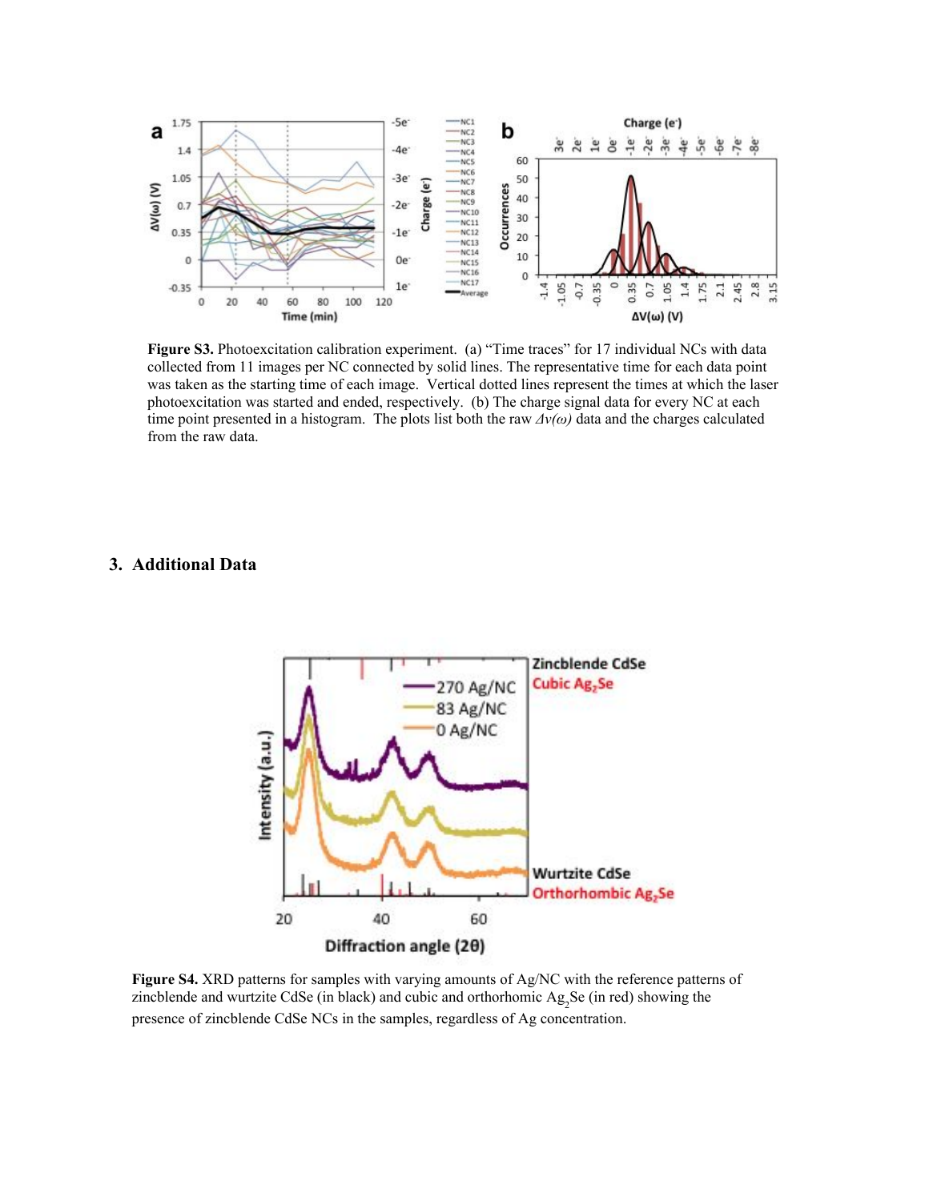**Figure S3.** Photoexcitation calibration experiment. (a) "Time traces" for 17 individual NCs with data collected from 11 images per NC connected by solid lines. The representative time for each data point was taken as the starting time of each image. Vertical dotted lines represent the times at which the laser photoexcitation was started and ended, respectively. (b) The charge signal data for every NC at each time point presented in a histogram. The plots list both the raw $\Delta v(\omega)$ data and the charges calculated from the raw data.

## 3. Additional Data

**Figure S4.** XRD patterns for samples with varying amounts of Ag/NC with the reference patterns of zincblende and wurtzite CdSe (in black) and cubic and orthorhomic $Ag_2Se$ (in red) showing the presence of zincblende CdSe NCs in the samples, regardless of Ag concentration.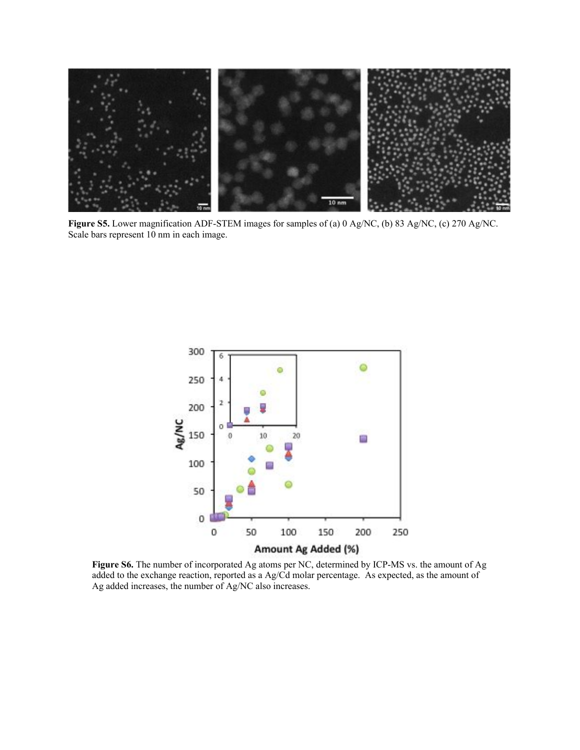**Figure S5.** Lower magnification ADF-STEM images for samples of (a) 0 Ag/NC, (b) 83 Ag/NC, (c) 270 Ag/NC. Scale bars represent 10 nm in each image.

**Figure S6.** The number of incorporated Ag atoms per NC, determined by ICP-MS vs. the amount of Ag added to the exchange reaction, reported as a Ag/Cd molar percentage. As expected, as the amount of Ag added increases, the number of Ag/NC also increases.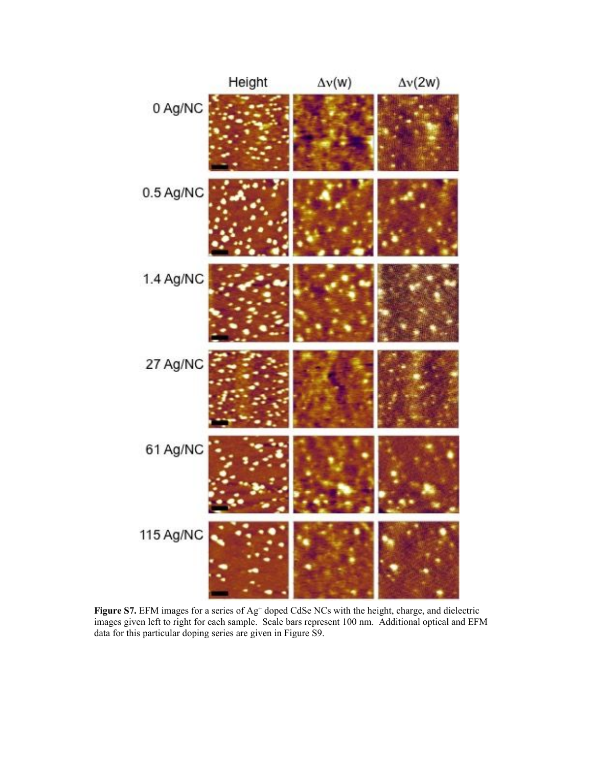**Figure S7.** EFM images for a series of $Ag^+$ doped CdSe NCs with the height, charge, and dielectric images given left to right for each sample. Scale bars represent 100 nm. Additional optical and EFM data for this particular doping series are given in Figure S9.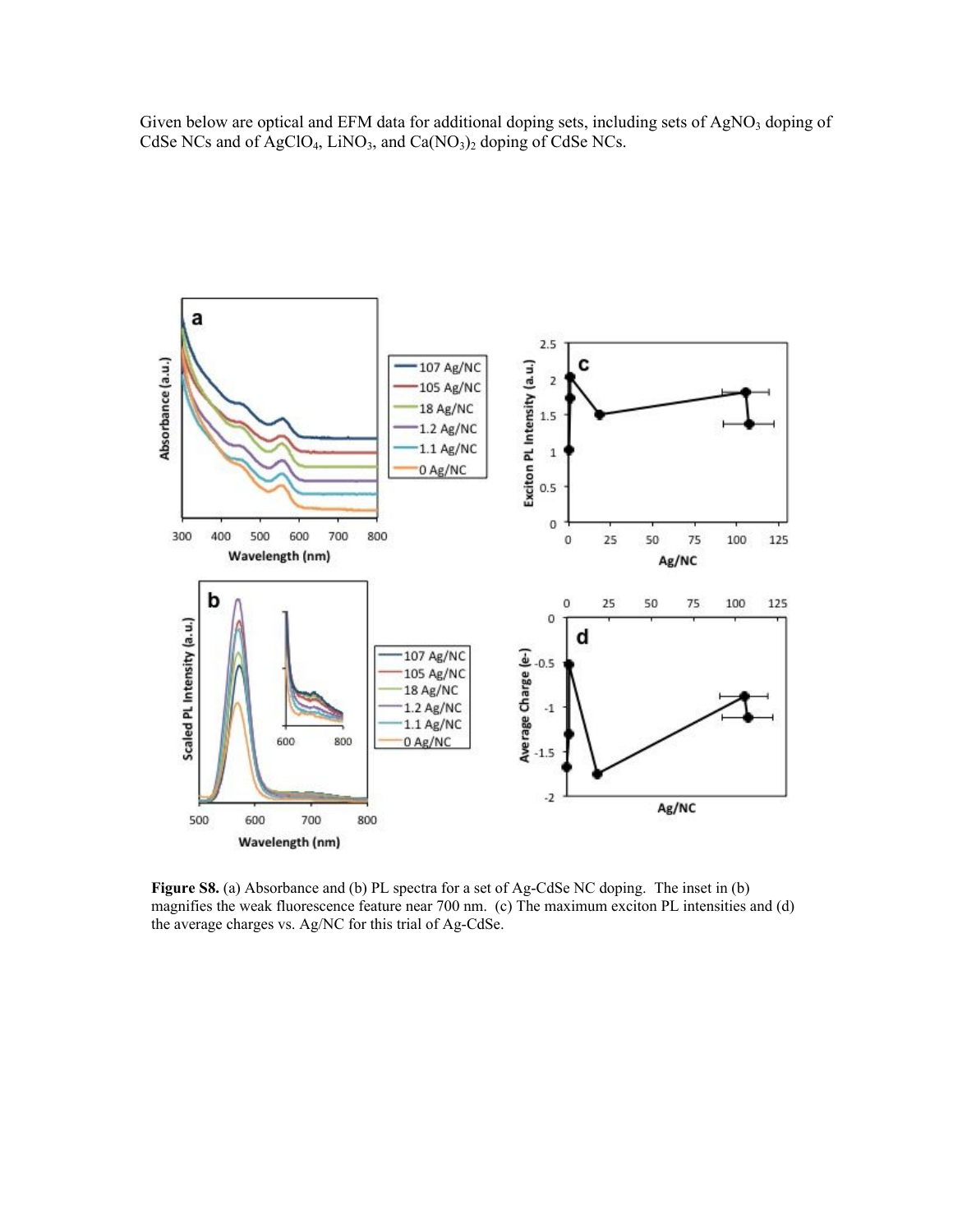Given below are optical and EFM data for additional doping sets, including sets of $AgNO_3$ doping of CdSe NCs and of $AgClO_4$, $LiNO_3$, and $Ca(NO_3)_2$ doping of CdSe NCs.

**Figure S8.** (a) Absorbance and (b) PL spectra for a set of Ag-CdSe NC doping. The inset in (b) magnifies the weak fluorescence feature near 700 nm. (c) The maximum exciton PL intensities and (d) the average charges vs. Ag/NC for this trial of Ag-CdSe.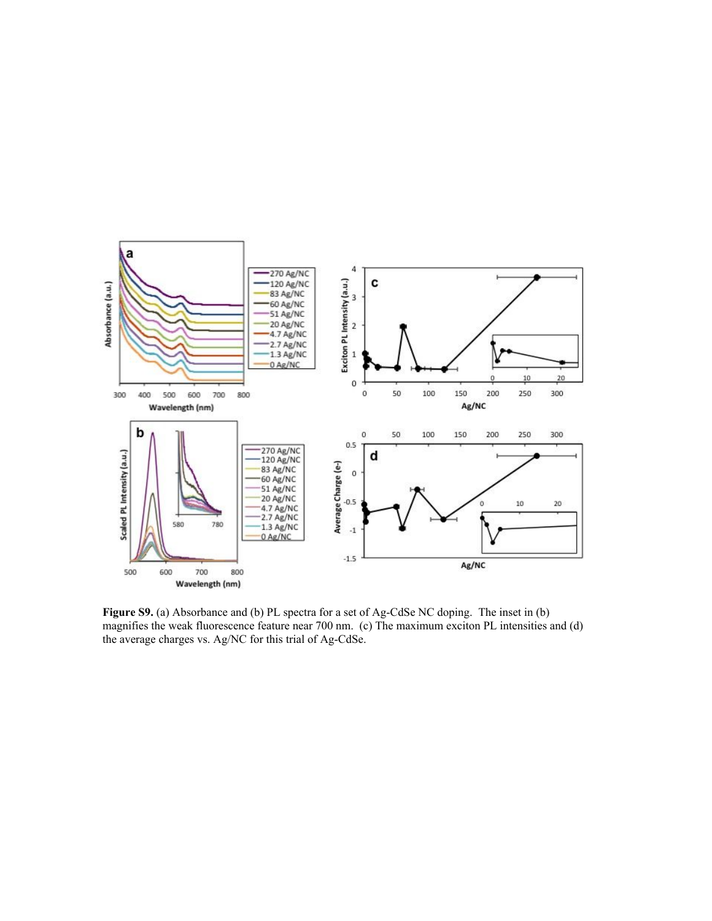**Figure S9.** (a) Absorbance and (b) PL spectra for a set of Ag-CdSe NC doping. The inset in (b) magnifies the weak fluorescence feature near 700 nm. (c) The maximum exciton PL intensities and (d) the average charges vs. Ag/NC for this trial of Ag-CdSe.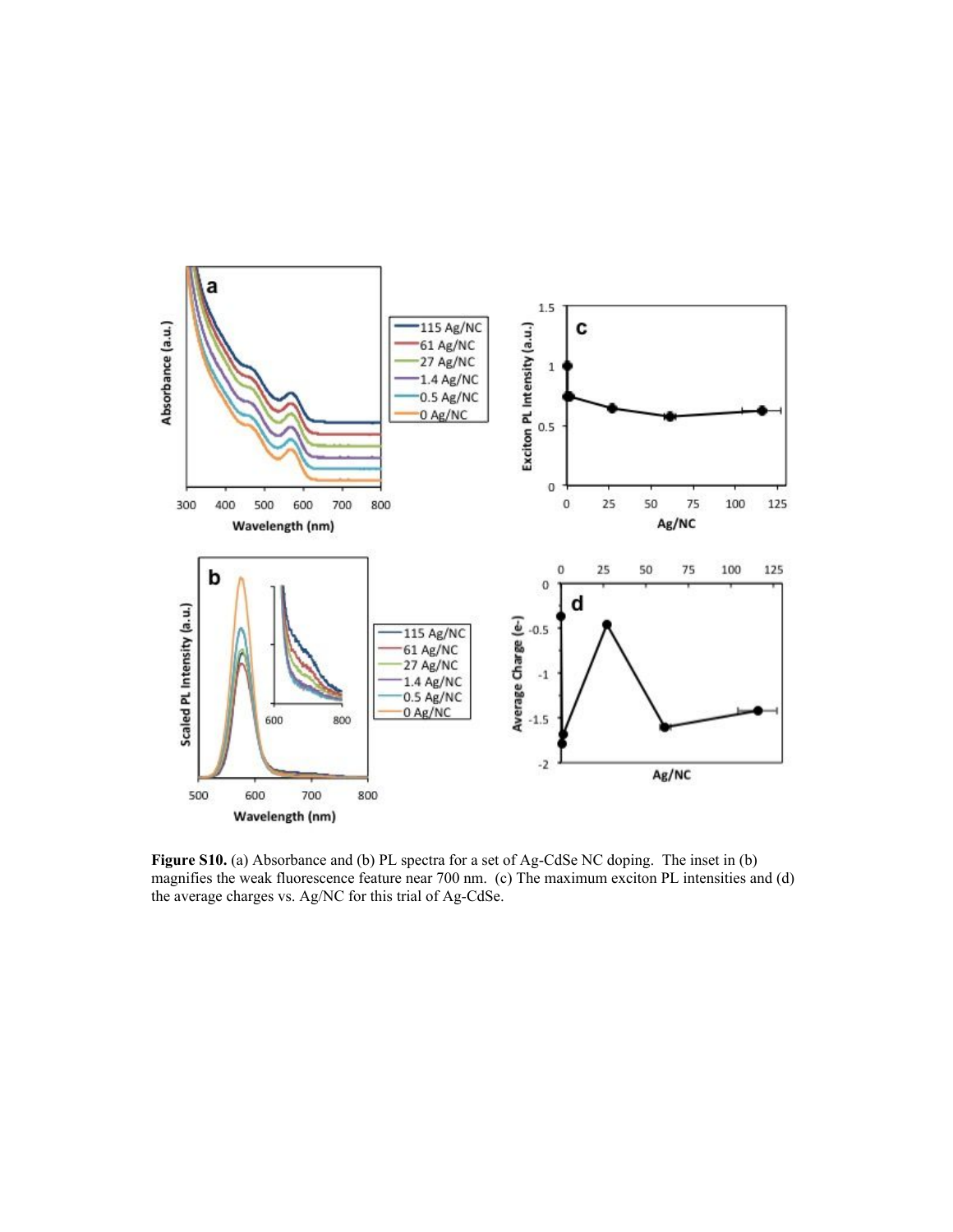**Figure S10.** (a) Absorbance and (b) PL spectra for a set of Ag-CdSe NC doping. The inset in (b) magnifies the weak fluorescence feature near 700 nm. (c) The maximum exciton PL intensities and (d) the average charges vs. Ag/NC for this trial of Ag-CdSe.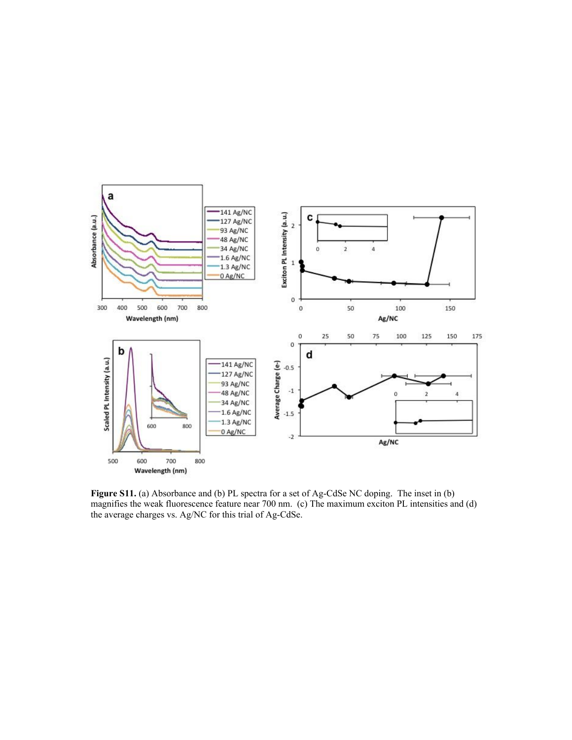**Figure S11.** (a) Absorbance and (b) PL spectra for a set of Ag-CdSe NC doping. The inset in (b) magnifies the weak fluorescence feature near 700 nm. (c) The maximum exciton PL intensities and (d) the average charges vs. Ag/NC for this trial of Ag-CdSe.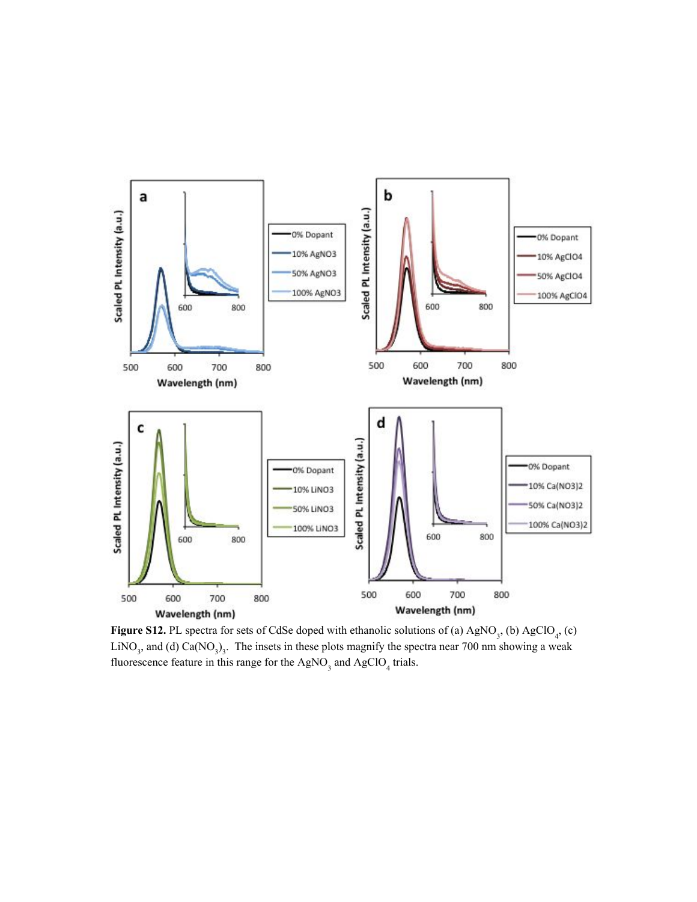**Figure S12.** PL spectra for sets of CdSe doped with ethanolic solutions of (a) $AgNO_3$, (b) $AgClO_4$, (c) $LiNO_3$, and (d) $Ca(NO_3)_3$. The insets in these plots magnify the spectra near 700 nm showing a weak fluorescence feature in this range for the $AgNO_3$ and $AgClO_4$ trials.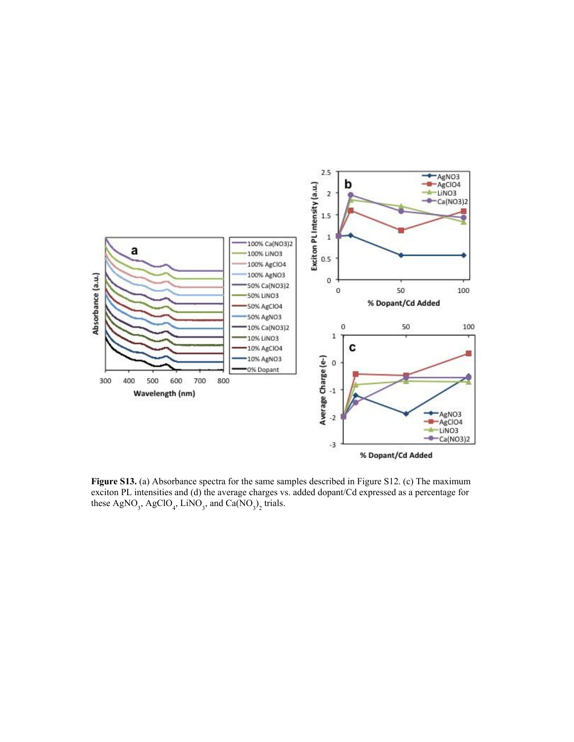**Figure S13.** (a) Absorbance spectra for the same samples described in Figure S12. (c) The maximum exciton PL intensities and (d) the average charges vs. added dopant/Cd expressed as a percentage for these $AgNO_3$, $AgClO_4$, $LiNO_3$, and $Ca(NO_3)_2$ trials.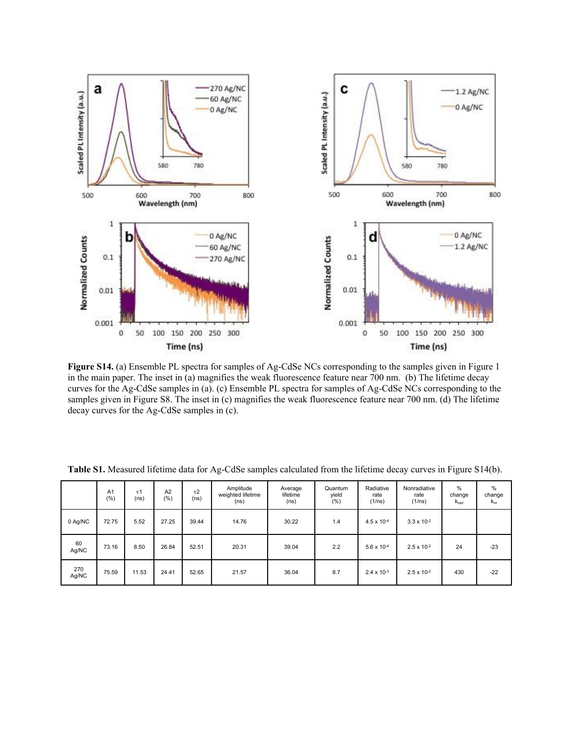**Figure S14.** (a) Ensemble PL spectra for samples of Ag-CdSe NCs corresponding to the samples given in Figure 1 in the main paper. The inset in (a) magnifies the weak fluorescence feature near 700 nm. (b) The lifetime decay curves for the Ag-CdSe samples in (a). (c) Ensemble PL spectra for samples of Ag-CdSe NCs corresponding to the samples given in Figure S8. The inset in (c) magnifies the weak fluorescence feature near 700 nm. (d) The lifetime decay curves for the Ag-CdSe samples in (c).

**Table S1.** Measured lifetime data for Ag-CdSe samples calculated from the lifetime decay curves in Figure S14(b).

| | A1 (%) | $\tau$1 (ns) | A2 (%) | $\tau$2 (ns) | Amplitude weighted lifetime (ns) | Average lifetime (ns) | Quantum yield (%) | Radiative rate (1/ns) | Nonradiative rate (1/ns) | % change $k_{rad}$ | % change $k_{nr}$ |
|---|---|---|---|---|---|---|---|---|---|---|---|
| 0 Ag/NC | 72.75 | 5.52 | 27.25 | 39.44 | 14.76 | 30.22 | 1.4 | $4.5 \times 10^{-4}$ | $3.3 \times 10^{-2}$ | | |
| 60 Ag/NC | 73.16 | 8.50 | 26.84 | 52.51 | 20.31 | 39.04 | 2.2 | $5.6 \times 10^{-4}$ | $2.5 \times 10^{-2}$ | 24 | -23 |
| 270 Ag/NC | 75.59 | 11.53 | 24.41 | 52.65 | 21.57 | 36.04 | 8.7 | $2.4 \times 10^{-3}$ | $2.5 \times 10^{-2}$ | 430 | -22 |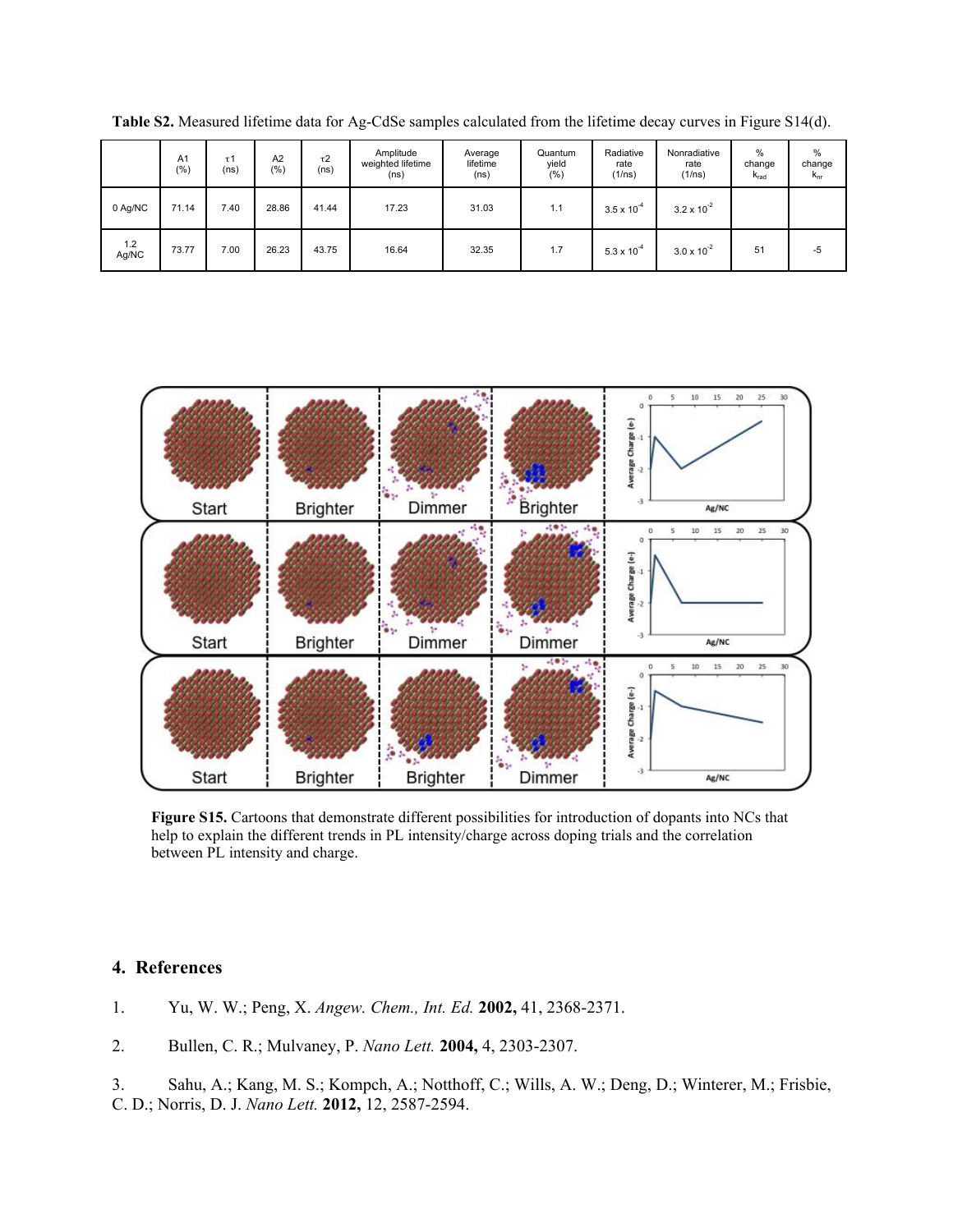**Table S2.** Measured lifetime data for Ag-CdSe samples calculated from the lifetime decay curves in Figure S14(d).

| | A1 (%) | τ1 (ns) | A2 (%) | τ2 (ns) | Amplitude weighted lifetime (ns) | Average lifetime (ns) | Quantum yield (%) | Radiative rate (1/ns) | Nonradiative rate (1/ns) | % change $k_{rad}$ | % change $k_{nr}$ |
|---|---|---|---|---|---|---|---|---|---|---|---|
| 0 Ag/NC | 71.14 | 7.40 | 28.86 | 41.44 | 17.23 | 31.03 | 1.1 | $3.5 \times 10^{-4}$ | $3.2 \times 10^{-2}$ | | |
| 1.2 Ag/NC | 73.77 | 7.00 | 26.23 | 43.75 | 16.64 | 32.35 | 1.7 | $5.3 \times 10^{-4}$ | $3.0 \times 10^{-2}$ | 51 | -5 |

**Figure S15.** Cartoons that demonstrate different possibilities for introduction of dopants into NCs that help to explain the different trends in PL intensity/charge across doping trials and the correlation between PL intensity and charge.

## 4. References

1. Yu, W. W.; Peng, X. *Angew. Chem., Int. Ed.* **2002,** 41, 2368-2371.

2. Bullen, C. R.; Mulvaney, P. *Nano Lett.* **2004,** 4, 2303-2307.

3. Sahu, A.; Kang, M. S.; Kompch, A.; Notthoff, C.; Wills, A. W.; Deng, D.; Winterer, M.; Frisbie, C. D.; Norris, D. J. *Nano Lett.* **2012,** 12, 2587-2594.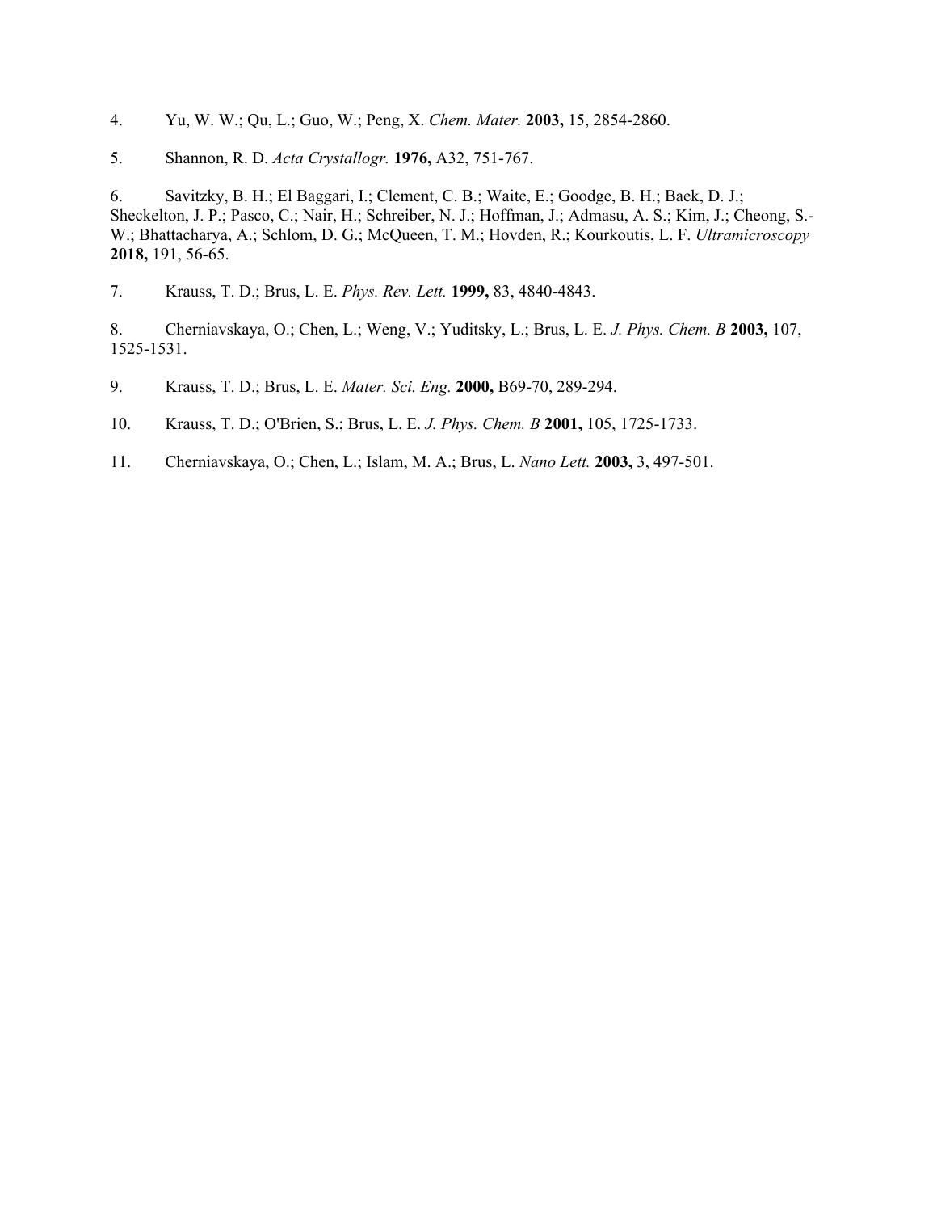4. Yu, W. W.; Qu, L.; Guo, W.; Peng, X. *Chem. Mater.* **2003,** 15, 2854-2860.

5. Shannon, R. D. *Acta Crystallogr.* **1976,** A32, 751-767.

6. Savitzky, B. H.; El Baggari, I.; Clement, C. B.; Waite, E.; Goodge, B. H.; Baek, D. J.; Sheckelton, J. P.; Pasco, C.; Nair, H.; Schreiber, N. J.; Hoffman, J.; Admasu, A. S.; Kim, J.; Cheong, S.-W.; Bhattacharya, A.; Schlom, D. G.; McQueen, T. M.; Hovden, R.; Kourkoutis, L. F. *Ultramicroscopy* **2018,** 191, 56-65.

7. Krauss, T. D.; Brus, L. E. *Phys. Rev. Lett.* **1999,** 83, 4840-4843.

8. Cherniavskaya, O.; Chen, L.; Weng, V.; Yuditsky, L.; Brus, L. E. *J. Phys. Chem. B* **2003,** 107, 1525-1531.

9. Krauss, T. D.; Brus, L. E. *Mater. Sci. Eng.* **2000,** B69-70, 289-294.

10. Krauss, T. D.; O'Brien, S.; Brus, L. E. *J. Phys. Chem. B* **2001,** 105, 1725-1733.

11. Cherniavskaya, O.; Chen, L.; Islam, M. A.; Brus, L. *Nano Lett.* **2003,** 3, 497-501.